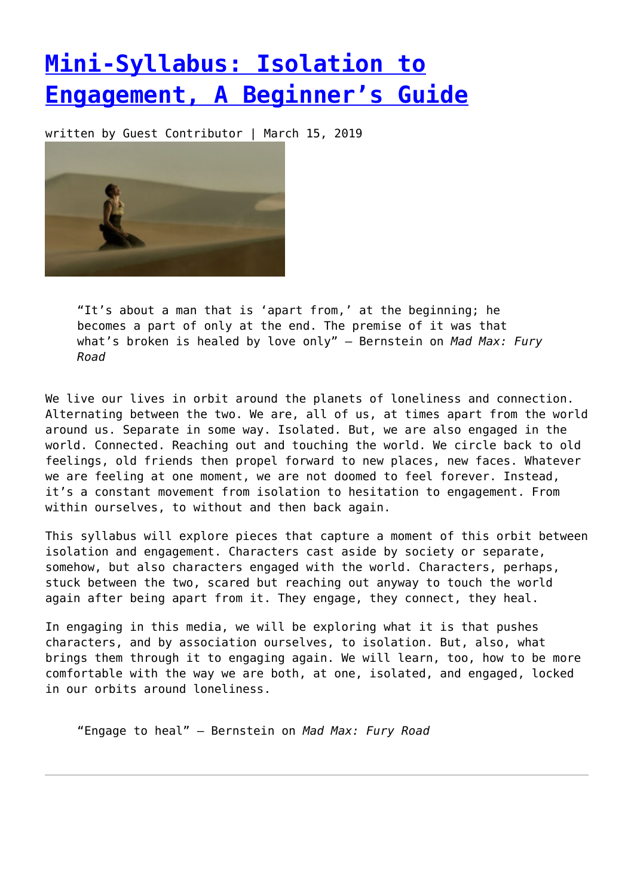# [Mini-Syllabus: Isolation to Engagement, A Beginner's Guide]()

written by Guest Contributor | March 15, 2019

> "It's about a man that is 'apart from,' at the beginning; he becomes a part of only at the end. The premise of it was that what's broken is healed by love only" – Bernstein on *Mad Max: Fury Road*

We live our lives in orbit around the planets of loneliness and connection. Alternating between the two. We are, all of us, at times apart from the world around us. Separate in some way. Isolated. But, we are also engaged in the world. Connected. Reaching out and touching the world. We circle back to old feelings, old friends then propel forward to new places, new faces. Whatever we are feeling at one moment, we are not doomed to feel forever. Instead, it's a constant movement from isolation to hesitation to engagement. From within ourselves, to without and then back again.

This syllabus will explore pieces that capture a moment of this orbit between isolation and engagement. Characters cast aside by society or separate, somehow, but also characters engaged with the world. Characters, perhaps, stuck between the two, scared but reaching out anyway to touch the world again after being apart from it. They engage, they connect, they heal.

In engaging in this media, we will be exploring what it is that pushes characters, and by association ourselves, to isolation. But, also, what brings them through it to engaging again. We will learn, too, how to be more comfortable with the way we are both, at one, isolated, and engaged, locked in our orbits around loneliness.

> "Engage to heal" – Bernstein on *Mad Max: Fury Road*

---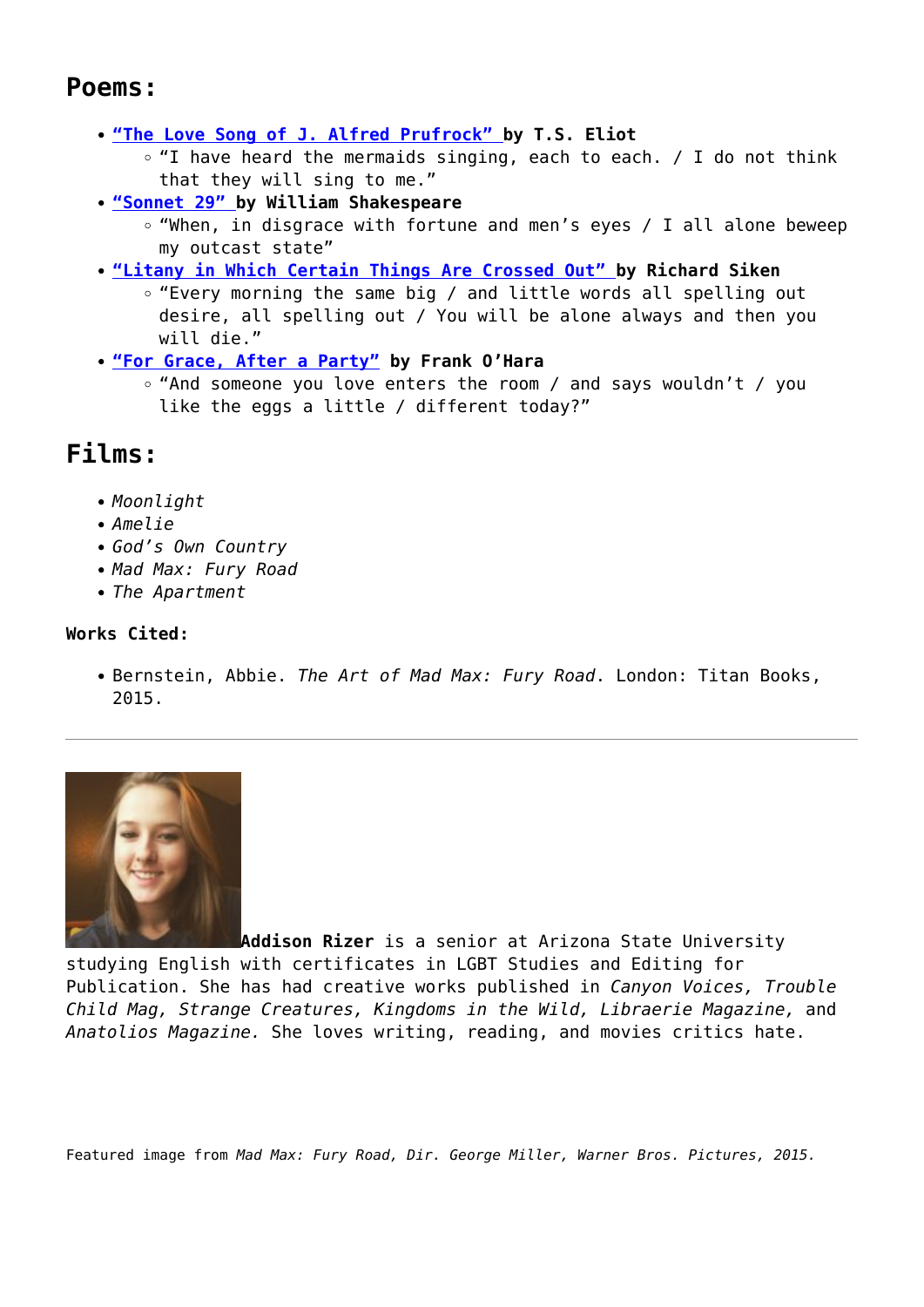## Poems:

- **"The Love Song of J. Alfred Prufrock" by T.S. Eliot**
  - "I have heard the mermaids singing, each to each. / I do not think that they will sing to me."
- **"Sonnet 29" by William Shakespeare**
  - "When, in disgrace with fortune and men's eyes / I all alone beweep my outcast state"
- **"Litany in Which Certain Things Are Crossed Out" by Richard Siken**
  - "Every morning the same big / and little words all spelling out desire, all spelling out / You will be alone always and then you will die."
- **"For Grace, After a Party" by Frank O'Hara**
  - "And someone you love enters the room / and says wouldn't / you like the eggs a little / different today?"

## Films:

- *Moonlight*
- *Amelie*
- *God's Own Country*
- *Mad Max: Fury Road*
- *The Apartment*

**Works Cited:**

- Bernstein, Abbie. *The Art of Mad Max: Fury Road*. London: Titan Books, 2015.

---

**Addison Rizer** is a senior at Arizona State University studying English with certificates in LGBT Studies and Editing for Publication. She has had creative works published in *Canyon Voices, Trouble Child Mag, Strange Creatures, Kingdoms in the Wild, Librarie Magazine,* and *Anatolios Magazine.* She loves writing, reading, and movies critics hate.

Featured image from *Mad Max: Fury Road, Dir. George Miller, Warner Bros. Pictures, 2015.*